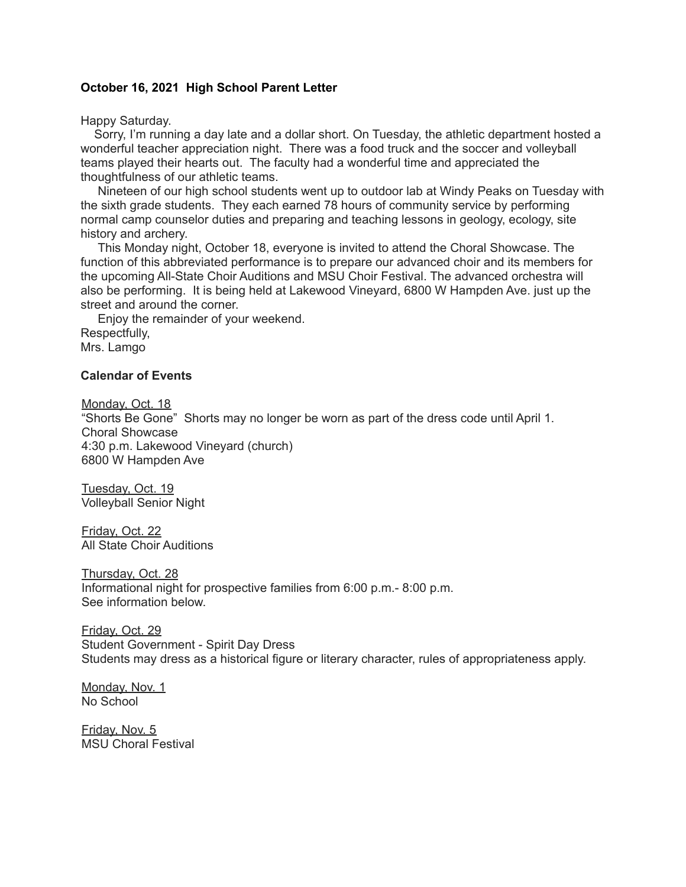**October 16, 2021  High School Parent Letter**

Happy Saturday.

Sorry, I'm running a day late and a dollar short. On Tuesday, the athletic department hosted a wonderful teacher appreciation night. There was a food truck and the soccer and volleyball teams played their hearts out. The faculty had a wonderful time and appreciated the thoughtfulness of our athletic teams.

Nineteen of our high school students went up to outdoor lab at Windy Peaks on Tuesday with the sixth grade students. They each earned 78 hours of community service by performing normal camp counselor duties and preparing and teaching lessons in geology, ecology, site history and archery.

This Monday night, October 18, everyone is invited to attend the Choral Showcase. The function of this abbreviated performance is to prepare our advanced choir and its members for the upcoming All-State Choir Auditions and MSU Choir Festival. The advanced orchestra will also be performing. It is being held at Lakewood Vineyard, 6800 W Hampden Ave. just up the street and around the corner.

Enjoy the remainder of your weekend.

Respectfully,
Mrs. Lamgo

**Calendar of Events**

<u>Monday, Oct. 18</u>
"Shorts Be Gone" Shorts may no longer be worn as part of the dress code until April 1.
Choral Showcase
4:30 p.m. Lakewood Vineyard (church)
6800 W Hampden Ave

<u>Tuesday, Oct. 19</u>
Volleyball Senior Night

<u>Friday, Oct. 22</u>
All State Choir Auditions

<u>Thursday, Oct. 28</u>
Informational night for prospective families from 6:00 p.m.- 8:00 p.m.
See information below.

<u>Friday, Oct. 29</u>
Student Government - Spirit Day Dress
Students may dress as a historical figure or literary character, rules of appropriateness apply.

<u>Monday, Nov. 1</u>
No School

<u>Friday, Nov. 5</u>
MSU Choral Festival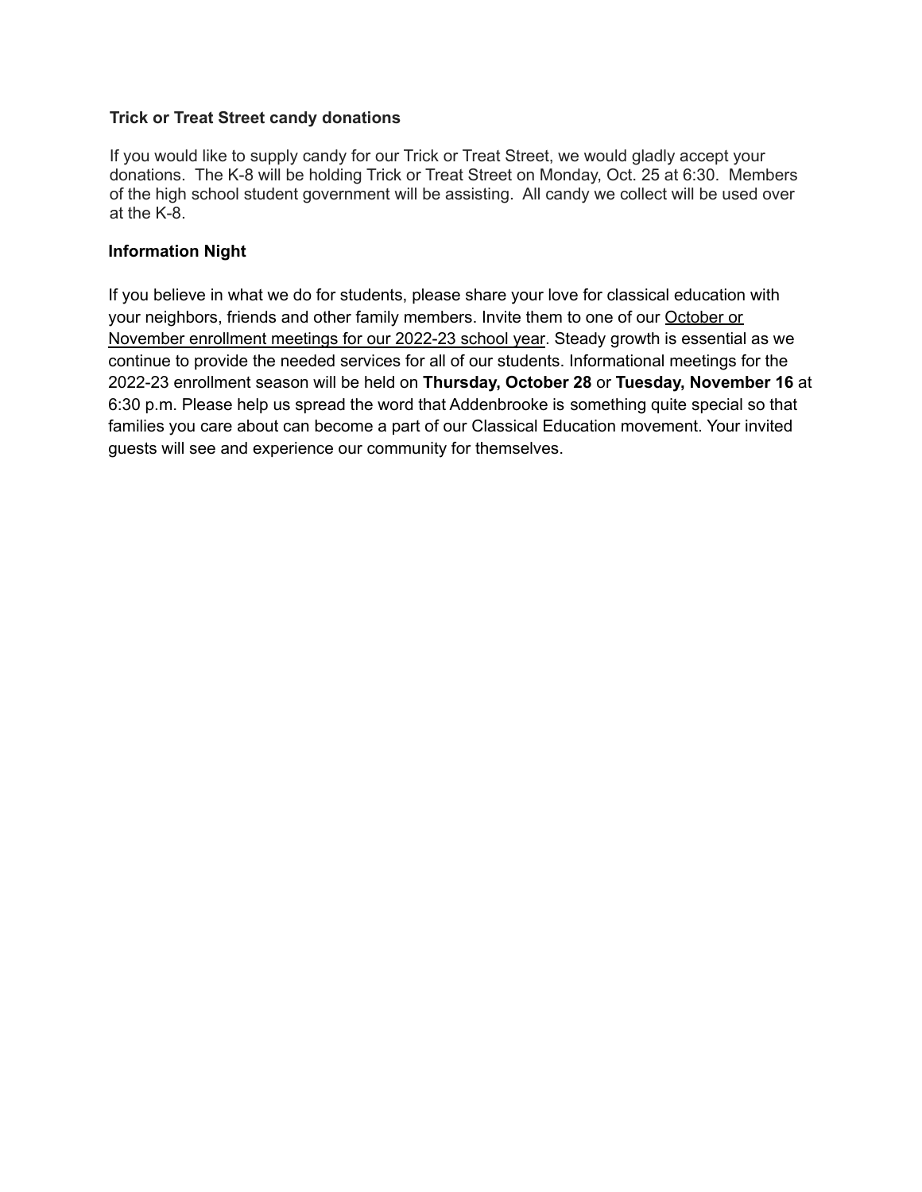**Trick or Treat Street candy donations**

If you would like to supply candy for our Trick or Treat Street, we would gladly accept your donations. The K-8 will be holding Trick or Treat Street on Monday, Oct. 25 at 6:30. Members of the high school student government will be assisting. All candy we collect will be used over at the K-8.

**Information Night**

If you believe in what we do for students, please share your love for classical education with your neighbors, friends and other family members. Invite them to one of our October or November enrollment meetings for our 2022-23 school year. Steady growth is essential as we continue to provide the needed services for all of our students. Informational meetings for the 2022-23 enrollment season will be held on **Thursday, October 28** or **Tuesday, November 16** at 6:30 p.m. Please help us spread the word that Addenbrooke is something quite special so that families you care about can become a part of our Classical Education movement. Your invited guests will see and experience our community for themselves.